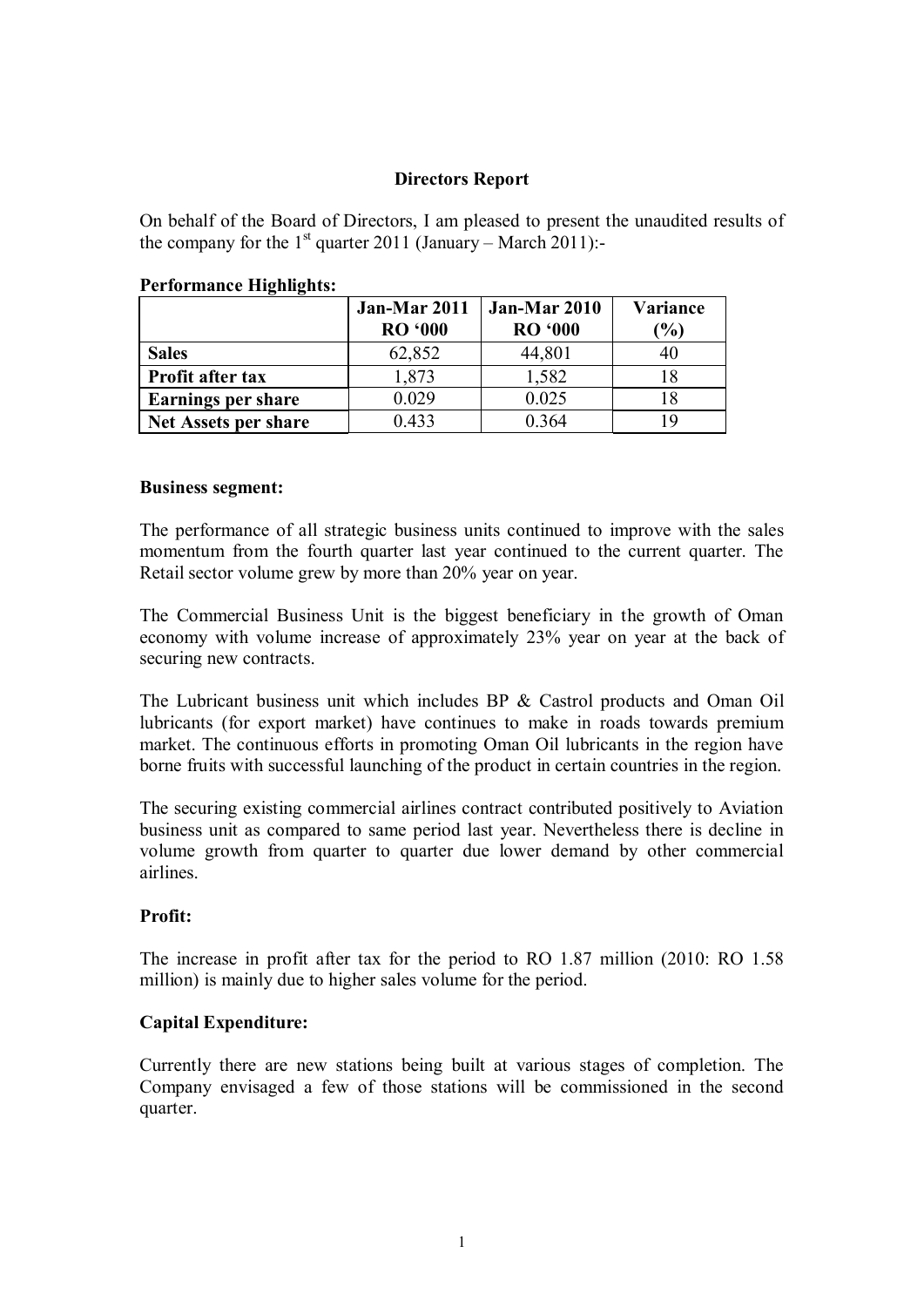## Directors Report

On behalf of the Board of Directors, I am pleased to present the unaudited results of the company for the 1st quarter 2011 (January – March 2011):-

**Performance Highlights:**

| | Jan-Mar 2011 RO '000 | Jan-Mar 2010 RO '000 | Variance (%) |
|---|---|---|---|
| **Sales** | 62,852 | 44,801 | 40 |
| **Profit after tax** | 1,873 | 1,582 | 18 |
| **Earnings per share** | 0.029 | 0.025 | 18 |
| **Net Assets per share** | 0.433 | 0.364 | 19 |

**Business segment:**

The performance of all strategic business units continued to improve with the sales momentum from the fourth quarter last year continued to the current quarter. The Retail sector volume grew by more than 20% year on year.

The Commercial Business Unit is the biggest beneficiary in the growth of Oman economy with volume increase of approximately 23% year on year at the back of securing new contracts.

The Lubricant business unit which includes BP & Castrol products and Oman Oil lubricants (for export market) have continues to make in roads towards premium market. The continuous efforts in promoting Oman Oil lubricants in the region have borne fruits with successful launching of the product in certain countries in the region.

The securing existing commercial airlines contract contributed positively to Aviation business unit as compared to same period last year. Nevertheless there is decline in volume growth from quarter to quarter due lower demand by other commercial airlines.

**Profit:**

The increase in profit after tax for the period to RO 1.87 million (2010: RO 1.58 million) is mainly due to higher sales volume for the period.

**Capital Expenditure:**

Currently there are new stations being built at various stages of completion. The Company envisaged a few of those stations will be commissioned in the second quarter.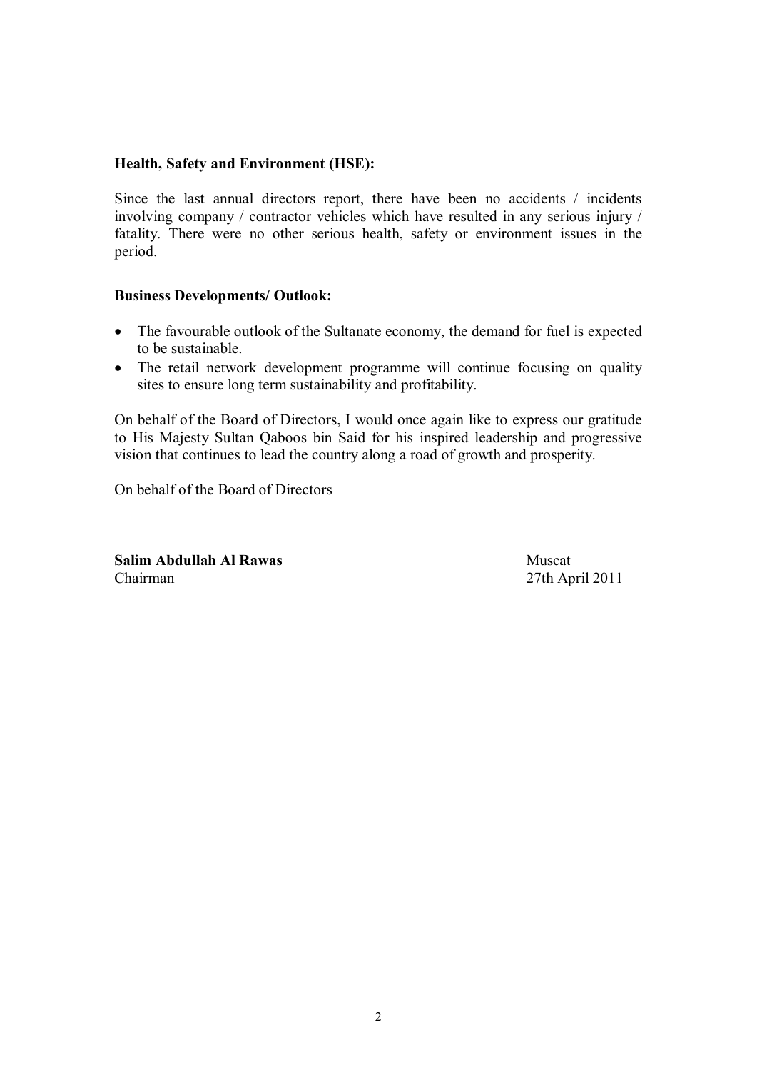**Health, Safety and Environment (HSE):**

Since the last annual directors report, there have been no accidents / incidents involving company / contractor vehicles which have resulted in any serious injury / fatality. There were no other serious health, safety or environment issues in the period.

**Business Developments/ Outlook:**

- The favourable outlook of the Sultanate economy, the demand for fuel is expected to be sustainable.
- The retail network development programme will continue focusing on quality sites to ensure long term sustainability and profitability.

On behalf of the Board of Directors, I would once again like to express our gratitude to His Majesty Sultan Qaboos bin Said for his inspired leadership and progressive vision that continues to lead the country along a road of growth and prosperity.

On behalf of the Board of Directors

**Salim Abdullah Al Rawas**
Chairman

Muscat
27th April 2011